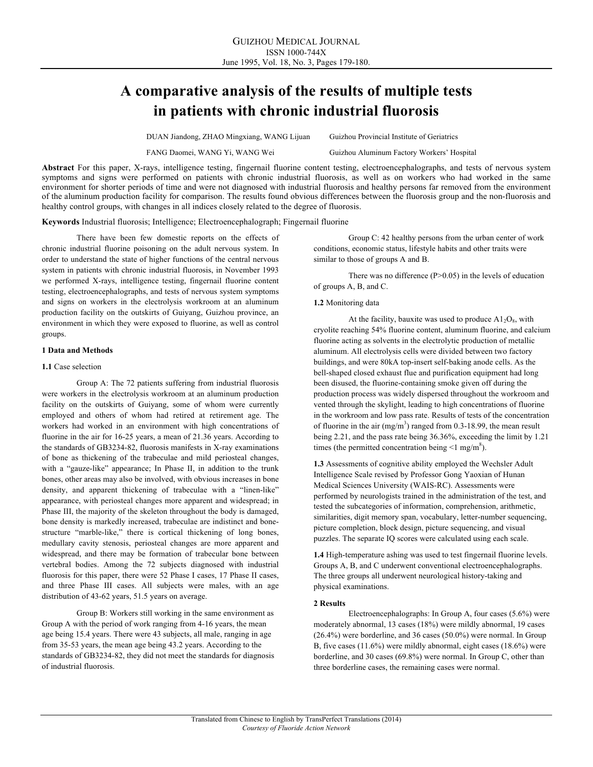# A comparative analysis of the results of multiple tests in patients with chronic industrial fluorosis

DUAN Jiandong, ZHAO Mingxiang, WANG Lijuan — Guizhou Provincial Institute of Geriatrics

FANG Daomei, WANG Yi, WANG Wei — Guizhou Aluminum Factory Workers' Hospital

**Abstract** For this paper, X-rays, intelligence testing, fingernail fluorine content testing, electroencephalographs, and tests of nervous system symptoms and signs were performed on patients with chronic industrial fluorosis, as well as on workers who had worked in the same environment for shorter periods of time and were not diagnosed with industrial fluorosis and healthy persons far removed from the environment of the aluminum production facility for comparison. The results found obvious differences between the fluorosis group and the non-fluorosis and healthy control groups, with changes in all indices closely related to the degree of fluorosis.

**Keywords** Industrial fluorosis; Intelligence; Electroencephalograph; Fingernail fluorine

There have been few domestic reports on the effects of chronic industrial fluorine poisoning on the adult nervous system. In order to understand the state of higher functions of the central nervous system in patients with chronic industrial fluorosis, in November 1993 we performed X-rays, intelligence testing, fingernail fluorine content testing, electroencephalographs, and tests of nervous system symptoms and signs on workers in the electrolysis workroom at an aluminum production facility on the outskirts of Guiyang, Guizhou province, an environment in which they were exposed to fluorine, as well as control groups.

## 1 Data and Methods

**1.1** Case selection

Group A: The 72 patients suffering from industrial fluorosis were workers in the electrolysis workroom at an aluminum production facility on the outskirts of Guiyang, some of whom were currently employed and others of whom had retired at retirement age. The workers had worked in an environment with high concentrations of fluorine in the air for 16-25 years, a mean of 21.36 years. According to the standards of GB3234-82, fluorosis manifests in X-ray examinations of bone as thickening of the trabeculae and mild periosteal changes, with a "gauze-like" appearance; In Phase II, in addition to the trunk bones, other areas may also be involved, with obvious increases in bone density, and apparent thickening of trabeculae with a "linen-like" appearance, with periosteal changes more apparent and widespread; in Phase III, the majority of the skeleton throughout the body is damaged, bone density is markedly increased, trabeculae are indistinct and bone-structure "marble-like," there is cortical thickening of long bones, medullary cavity stenosis, periosteal changes are more apparent and widespread, and there may be formation of trabecular bone between vertebral bodies. Among the 72 subjects diagnosed with industrial fluorosis for this paper, there were 52 Phase I cases, 17 Phase II cases, and three Phase III cases. All subjects were males, with an age distribution of 43-62 years, 51.5 years on average.

Group B: Workers still working in the same environment as Group A with the period of work ranging from 4-16 years, the mean age being 15.4 years. There were 43 subjects, all male, ranging in age from 35-53 years, the mean age being 43.2 years. According to the standards of GB3234-82, they did not meet the standards for diagnosis of industrial fluorosis.

Group C: 42 healthy persons from the urban center of work conditions, economic status, lifestyle habits and other traits were similar to those of groups A and B.

There was no difference (P>0.05) in the levels of education of groups A, B, and C.

**1.2** Monitoring data

At the facility, bauxite was used to produce $A1_2O_8$, with cryolite reaching 54% fluorine content, aluminum fluorine, and calcium fluorine acting as solvents in the electrolytic production of metallic aluminum. All electrolysis cells were divided between two factory buildings, and were 80kA top-insert self-baking anode cells. As the bell-shaped closed exhaust flue and purification equipment had long been disused, the fluorine-containing smoke given off during the production process was widely dispersed throughout the workroom and vented through the skylight, leading to high concentrations of fluorine in the workroom and low pass rate. Results of tests of the concentration of fluorine in the air (mg/m$^3$) ranged from 0.3-18.99, the mean result being 2.21, and the pass rate being 36.36%, exceeding the limit by 1.21 times (the permitted concentration being <1 mg/m$^8$).

**1.3** Assessments of cognitive ability employed the Wechsler Adult Intelligence Scale revised by Professor Gong Yaoxian of Hunan Medical Sciences University (WAIS-RC). Assessments were performed by neurologists trained in the administration of the test, and tested the subcategories of information, comprehension, arithmetic, similarities, digit memory span, vocabulary, letter-number sequencing, picture completion, block design, picture sequencing, and visual puzzles. The separate IQ scores were calculated using each scale.

**1.4** High-temperature ashing was used to test fingernail fluorine levels. Groups A, B, and C underwent conventional electroencephalographs. The three groups all underwent neurological history-taking and physical examinations.

## 2 Results

Electroencephalographs: In Group A, four cases (5.6%) were moderately abnormal, 13 cases (18%) were mildly abnormal, 19 cases (26.4%) were borderline, and 36 cases (50.0%) were normal. In Group B, five cases (11.6%) were mildly abnormal, eight cases (18.6%) were borderline, and 30 cases (69.8%) were normal. In Group C, other than three borderline cases, the remaining cases were normal.

Translated from Chinese to English by TransPerfect Translations (2014)
*Courtesy of Fluoride Action Network*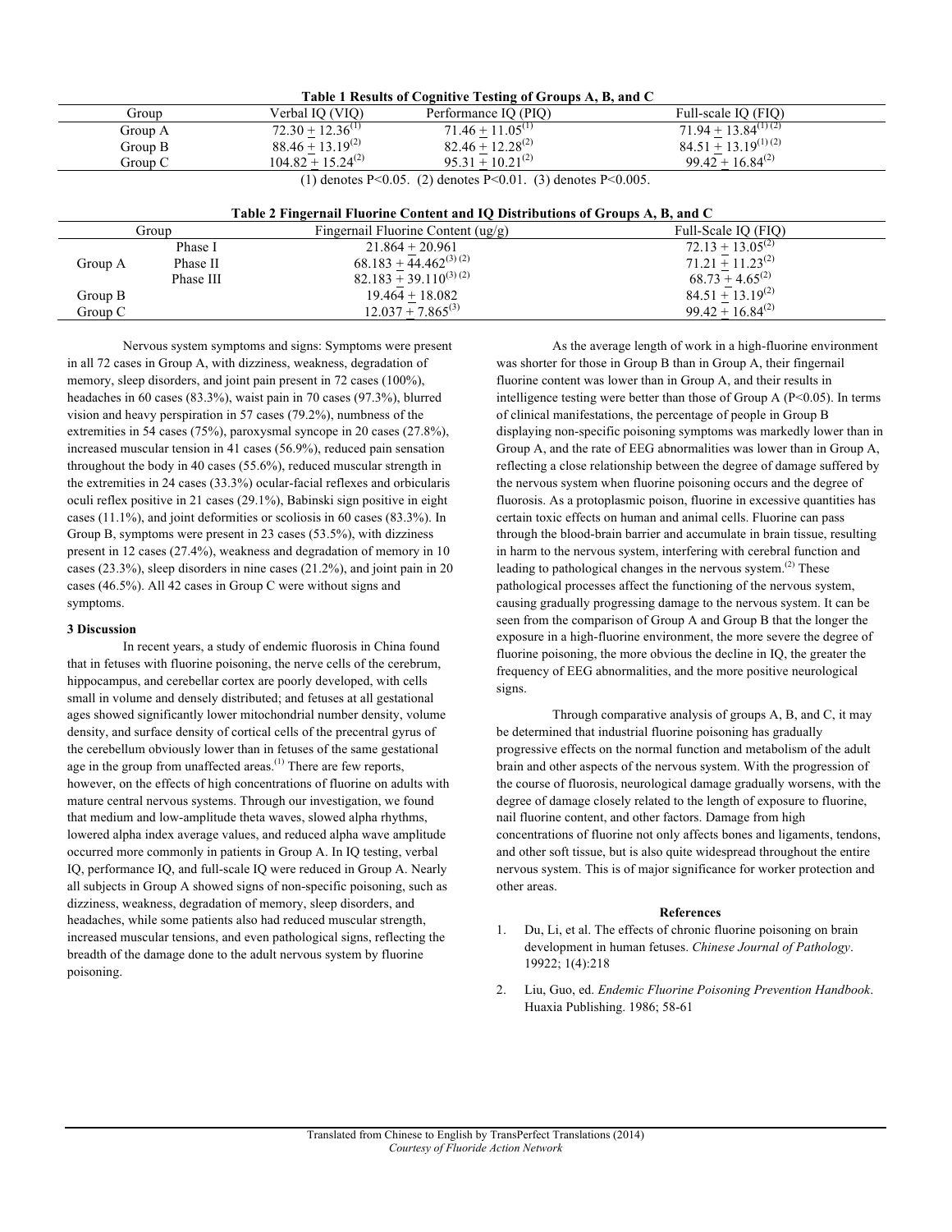**Table 1 Results of Cognitive Testing of Groups A, B, and C**

| Group | Verbal IQ (VIQ) | Performance IQ (PIQ) | Full-scale IQ (FIQ) |
|---|---|---|---|
| Group A | 72.30 ± 12.36(1) | 71.46 ± 11.05(1) | 71.94 ± 13.84(1) (2) |
| Group B | 88.46 ± 13.19(2) | 82.46 ± 12.28(2) | 84.51 ± 13.19(1) (2) |
| Group C | 104.82 ± 15.24(2) | 95.31 ± 10.21(2) | 99.42 ± 16.84(2) |

(1) denotes P<0.05. (2) denotes P<0.01. (3) denotes P<0.005.

**Table 2 Fingernail Fluorine Content and IQ Distributions of Groups A, B, and C**

| Group | | Fingernail Fluorine Content (ug/g) | Full-Scale IQ (FIQ) |
|---|---|---|---|
| Group A | Phase I | 21.864 ± 20.961 | 72.13 ± 13.05(2) |
| | Phase II | 68.183 ± 44.462(3) (2) | 71.21 ± 11.23(2) |
| | Phase III | 82.183 ± 39.110(3) (2) | 68.73 ± 4.65(2) |
| Group B | | 19.464 ± 18.082 | 84.51 ± 13.19(2) |
| Group C | | 12.037 ± 7.865(3) | 99.42 ± 16.84(2) |

Nervous system symptoms and signs: Symptoms were present in all 72 cases in Group A, with dizziness, weakness, degradation of memory, sleep disorders, and joint pain present in 72 cases (100%), headaches in 60 cases (83.3%), waist pain in 70 cases (97.3%), blurred vision and heavy perspiration in 57 cases (79.2%), numbness of the extremities in 54 cases (75%), paroxysmal syncope in 20 cases (27.8%), increased muscular tension in 41 cases (56.9%), reduced pain sensation throughout the body in 40 cases (55.6%), reduced muscular strength in the extremities in 24 cases (33.3%) ocular-facial reflexes and orbicularis oculi reflex positive in 21 cases (29.1%), Babinski sign positive in eight cases (11.1%), and joint deformities or scoliosis in 60 cases (83.3%). In Group B, symptoms were present in 23 cases (53.5%), with dizziness present in 12 cases (27.4%), weakness and degradation of memory in 10 cases (23.3%), sleep disorders in nine cases (21.2%), and joint pain in 20 cases (46.5%). All 42 cases in Group C were without signs and symptoms.

### 3 Discussion

In recent years, a study of endemic fluorosis in China found that in fetuses with fluorine poisoning, the nerve cells of the cerebrum, hippocampus, and cerebellar cortex are poorly developed, with cells small in volume and densely distributed; and fetuses at all gestational ages showed significantly lower mitochondrial number density, volume density, and surface density of cortical cells of the precentral gyrus of the cerebellum obviously lower than in fetuses of the same gestational age in the group from unaffected areas.[(1)] There are few reports, however, on the effects of high concentrations of fluorine on adults with mature central nervous systems. Through our investigation, we found that medium and low-amplitude theta waves, slowed alpha rhythms, lowered alpha index average values, and reduced alpha wave amplitude occurred more commonly in patients in Group A. In IQ testing, verbal IQ, performance IQ, and full-scale IQ were reduced in Group A. Nearly all subjects in Group A showed signs of non-specific poisoning, such as dizziness, weakness, degradation of memory, sleep disorders, and headaches, while some patients also had reduced muscular strength, increased muscular tensions, and even pathological signs, reflecting the breadth of the damage done to the adult nervous system by fluorine poisoning.

As the average length of work in a high-fluorine environment was shorter for those in Group B than in Group A, their fingernail fluorine content was lower than in Group A, and their results in intelligence testing were better than those of Group A (P<0.05). In terms of clinical manifestations, the percentage of people in Group B displaying non-specific poisoning symptoms was markedly lower than in Group A, and the rate of EEG abnormalities was lower than in Group A, reflecting a close relationship between the degree of damage suffered by the nervous system when fluorine poisoning occurs and the degree of fluorosis. As a protoplasmic poison, fluorine in excessive quantities has certain toxic effects on human and animal cells. Fluorine can pass through the blood-brain barrier and accumulate in brain tissue, resulting in harm to the nervous system, interfering with cerebral function and leading to pathological changes in the nervous system.[(2)] These pathological processes affect the functioning of the nervous system, causing gradually progressing damage to the nervous system. It can be seen from the comparison of Group A and Group B that the longer the exposure in a high-fluorine environment, the more severe the degree of fluorine poisoning, the more obvious the decline in IQ, the greater the frequency of EEG abnormalities, and the more positive neurological signs.

Through comparative analysis of groups A, B, and C, it may be determined that industrial fluorine poisoning has gradually progressive effects on the normal function and metabolism of the adult brain and other aspects of the nervous system. With the progression of the course of fluorosis, neurological damage gradually worsens, with the degree of damage closely related to the length of exposure to fluorine, nail fluorine content, and other factors. Damage from high concentrations of fluorine not only affects bones and ligaments, tendons, and other soft tissue, but is also quite widespread throughout the entire nervous system. This is of major significance for worker protection and other areas.

### References

1. Du, Li, et al. The effects of chronic fluorine poisoning on brain development in human fetuses. *Chinese Journal of Pathology*. 19922; 1(4):218
2. Liu, Guo, ed. *Endemic Fluorine Poisoning Prevention Handbook*. Huaxia Publishing. 1986; 58-61

Translated from Chinese to English by TransPerfect Translations (2014)
*Courtesy of Fluoride Action Network*